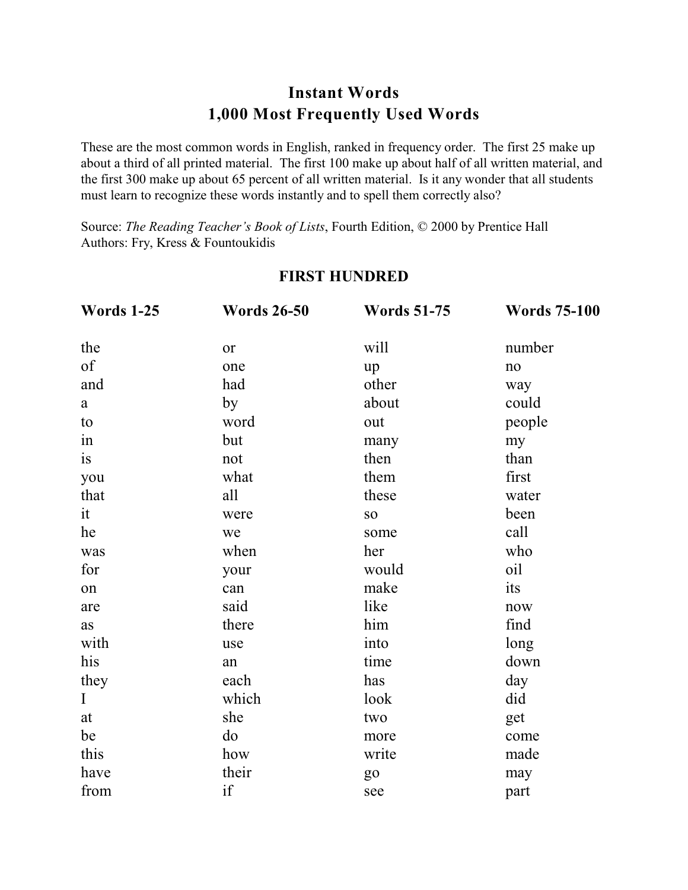# Instant Words
# 1,000 Most Frequently Used Words

These are the most common words in English, ranked in frequency order. The first 25 make up about a third of all printed material. The first 100 make up about half of all written material, and the first 300 make up about 65 percent of all written material. Is it any wonder that all students must learn to recognize these words instantly and to spell them correctly also?

Source: *The Reading Teacher's Book of Lists*, Fourth Edition, © 2000 by Prentice Hall
Authors: Fry, Kress & Fountoukidis

## FIRST HUNDRED

| Words 1-25 | Words 26-50 | Words 51-75 | Words 75-100 |
|---|---|---|---|
| the | or | will | number |
| of | one | up | no |
| and | had | other | way |
| a | by | about | could |
| to | word | out | people |
| in | but | many | my |
| is | not | then | than |
| you | what | them | first |
| that | all | these | water |
| it | were | so | been |
| he | we | some | call |
| was | when | her | who |
| for | your | would | oil |
| on | can | make | its |
| are | said | like | now |
| as | there | him | find |
| with | use | into | long |
| his | an | time | down |
| they | each | has | day |
| I | which | look | did |
| at | she | two | get |
| be | do | more | come |
| this | how | write | made |
| have | their | go | may |
| from | if | see | part |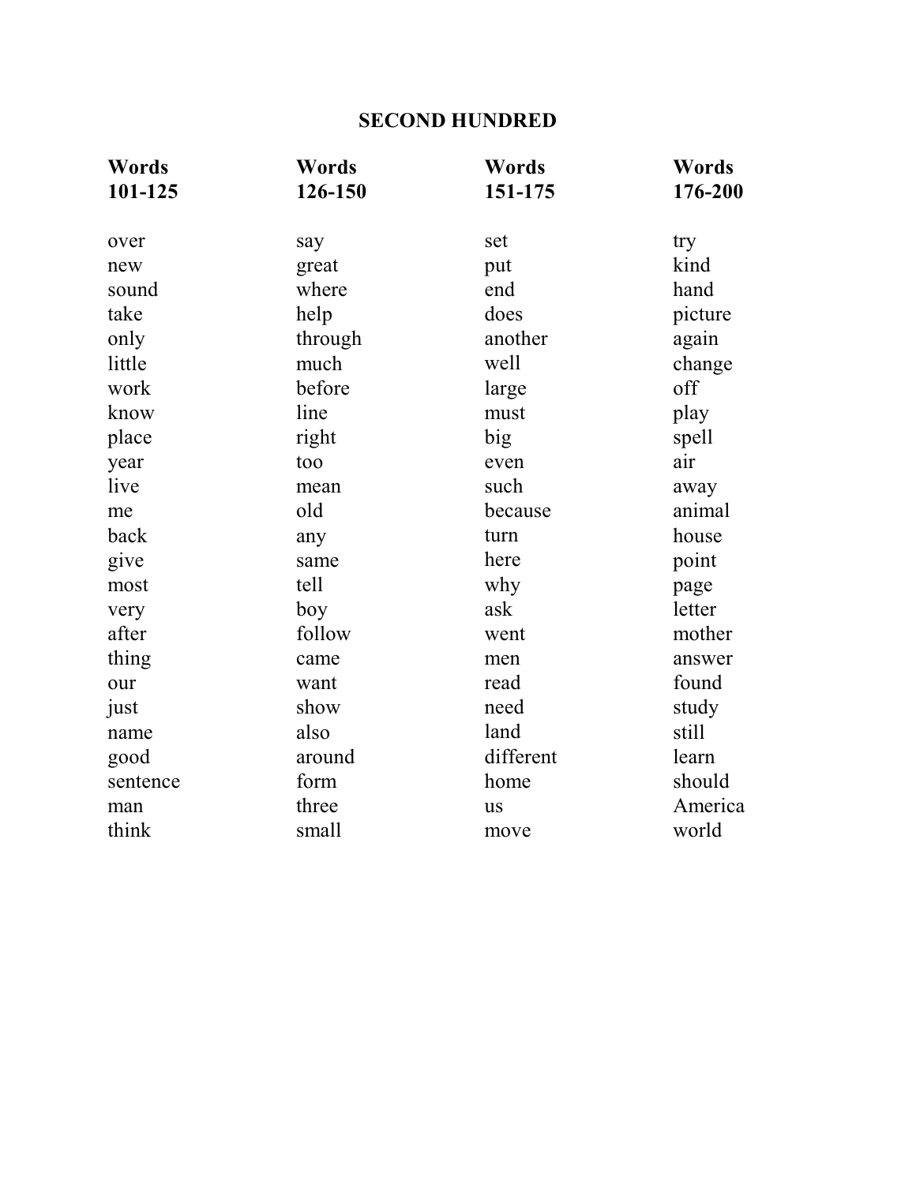## SECOND HUNDRED

| Words 101-125 | Words 126-150 | Words 151-175 | Words 176-200 |
|---|---|---|---|
| over | say | set | try |
| new | great | put | kind |
| sound | where | end | hand |
| take | help | does | picture |
| only | through | another | again |
| little | much | well | change |
| work | before | large | off |
| know | line | must | play |
| place | right | big | spell |
| year | too | even | air |
| live | mean | such | away |
| me | old | because | animal |
| back | any | turn | house |
| give | same | here | point |
| most | tell | why | page |
| very | boy | ask | letter |
| after | follow | went | mother |
| thing | came | men | answer |
| our | want | read | found |
| just | show | need | study |
| name | also | land | still |
| good | around | different | learn |
| sentence | form | home | should |
| man | three | us | America |
| think | small | move | world |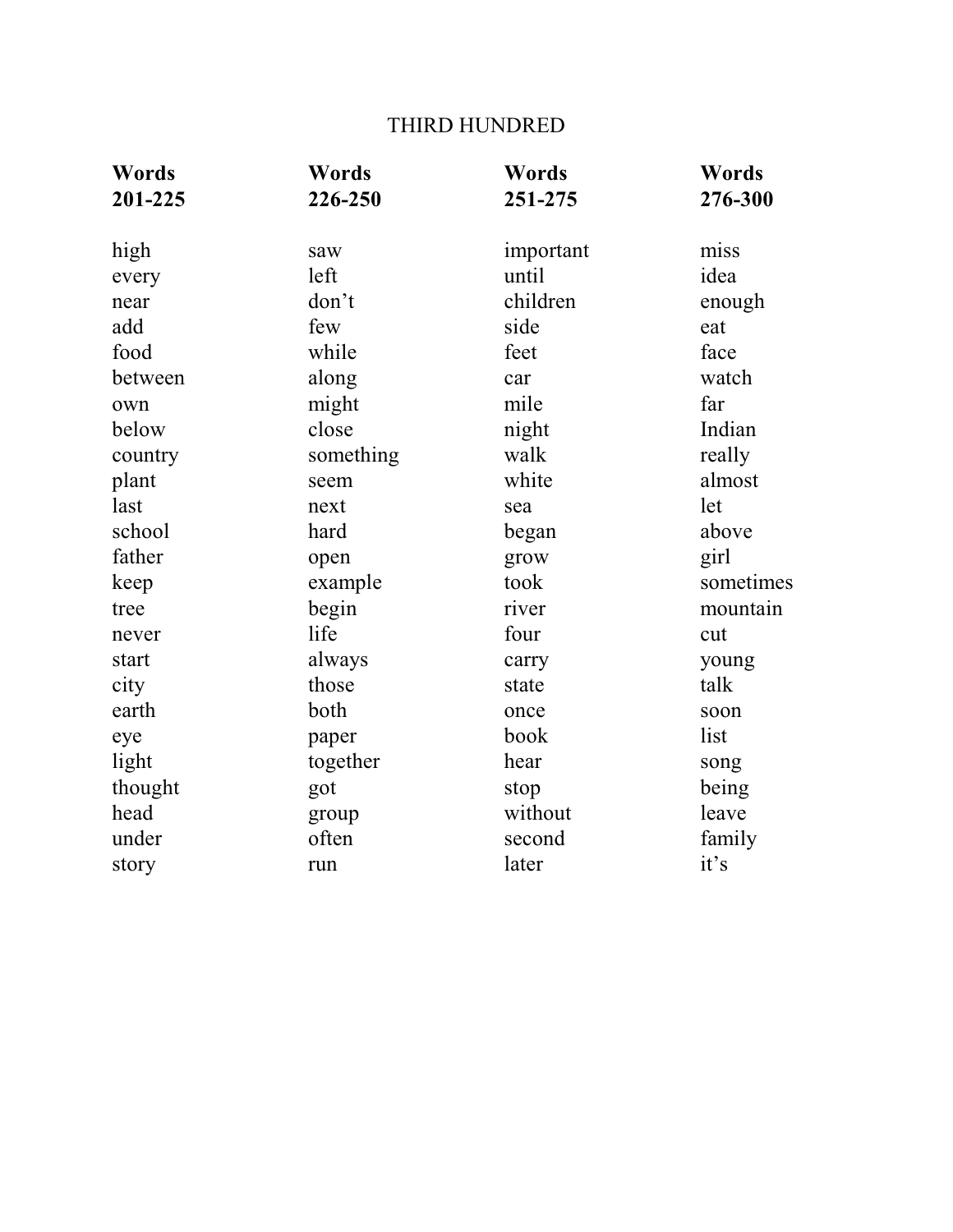# THIRD HUNDRED

| Words 201-225 | Words 226-250 | Words 251-275 | Words 276-300 |
|---|---|---|---|
| high | saw | important | miss |
| every | left | until | idea |
| near | don’t | children | enough |
| add | few | side | eat |
| food | while | feet | face |
| between | along | car | watch |
| own | might | mile | far |
| below | close | night | Indian |
| country | something | walk | really |
| plant | seem | white | almost |
| last | next | sea | let |
| school | hard | began | above |
| father | open | grow | girl |
| keep | example | took | sometimes |
| tree | begin | river | mountain |
| never | life | four | cut |
| start | always | carry | young |
| city | those | state | talk |
| earth | both | once | soon |
| eye | paper | book | list |
| light | together | hear | song |
| thought | got | stop | being |
| head | group | without | leave |
| under | often | second | family |
| story | run | later | it’s |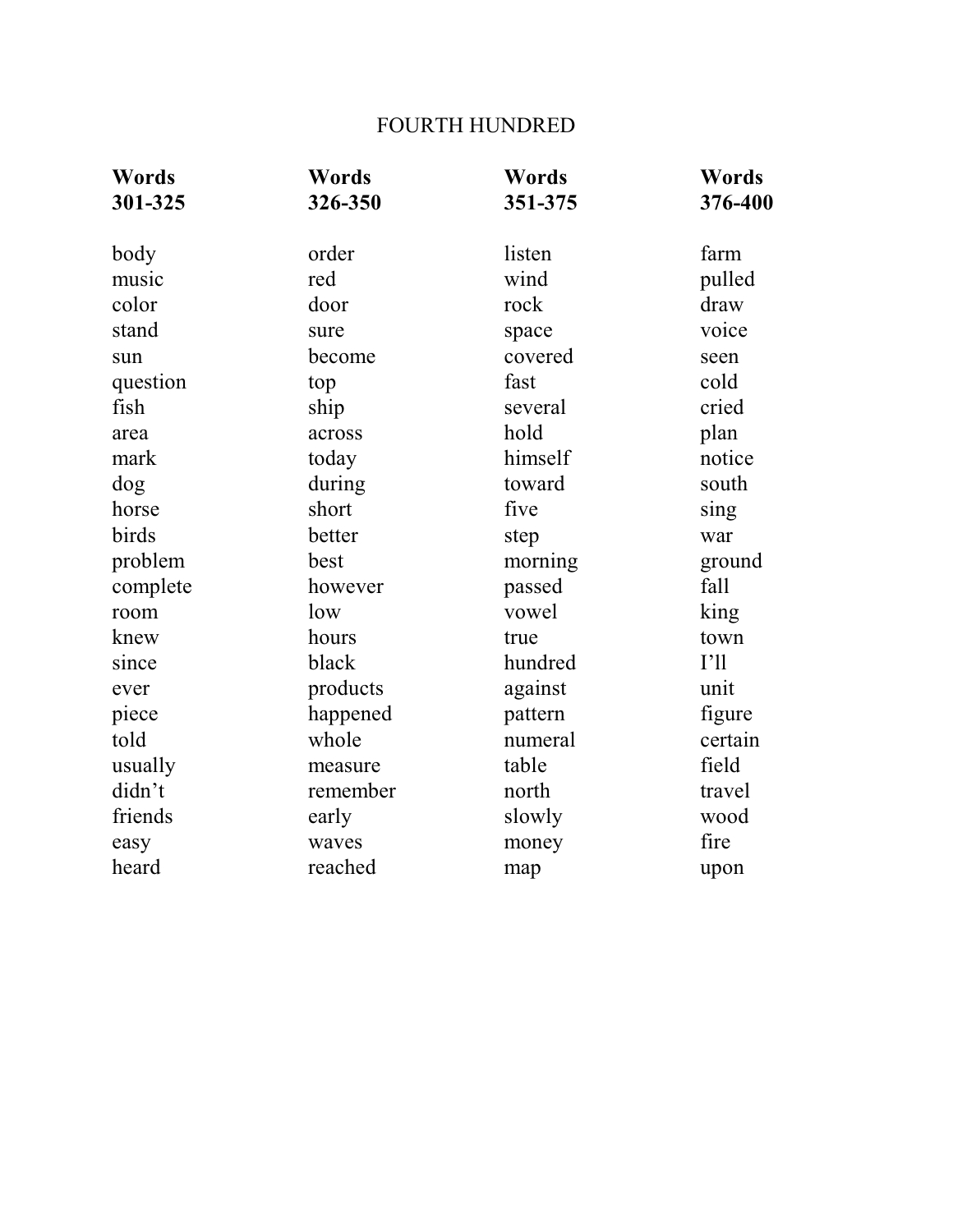# FOURTH HUNDRED

| **Words 301-325** | **Words 326-350** | **Words 351-375** | **Words 376-400** |
|---|---|---|---|
| body | order | listen | farm |
| music | red | wind | pulled |
| color | door | rock | draw |
| stand | sure | space | voice |
| sun | become | covered | seen |
| question | top | fast | cold |
| fish | ship | several | cried |
| area | across | hold | plan |
| mark | today | himself | notice |
| dog | during | toward | south |
| horse | short | five | sing |
| birds | better | step | war |
| problem | best | morning | ground |
| complete | however | passed | fall |
| room | low | vowel | king |
| knew | hours | true | town |
| since | black | hundred | I'll |
| ever | products | against | unit |
| piece | happened | pattern | figure |
| told | whole | numeral | certain |
| usually | measure | table | field |
| didn't | remember | north | travel |
| friends | early | slowly | wood |
| easy | waves | money | fire |
| heard | reached | map | upon |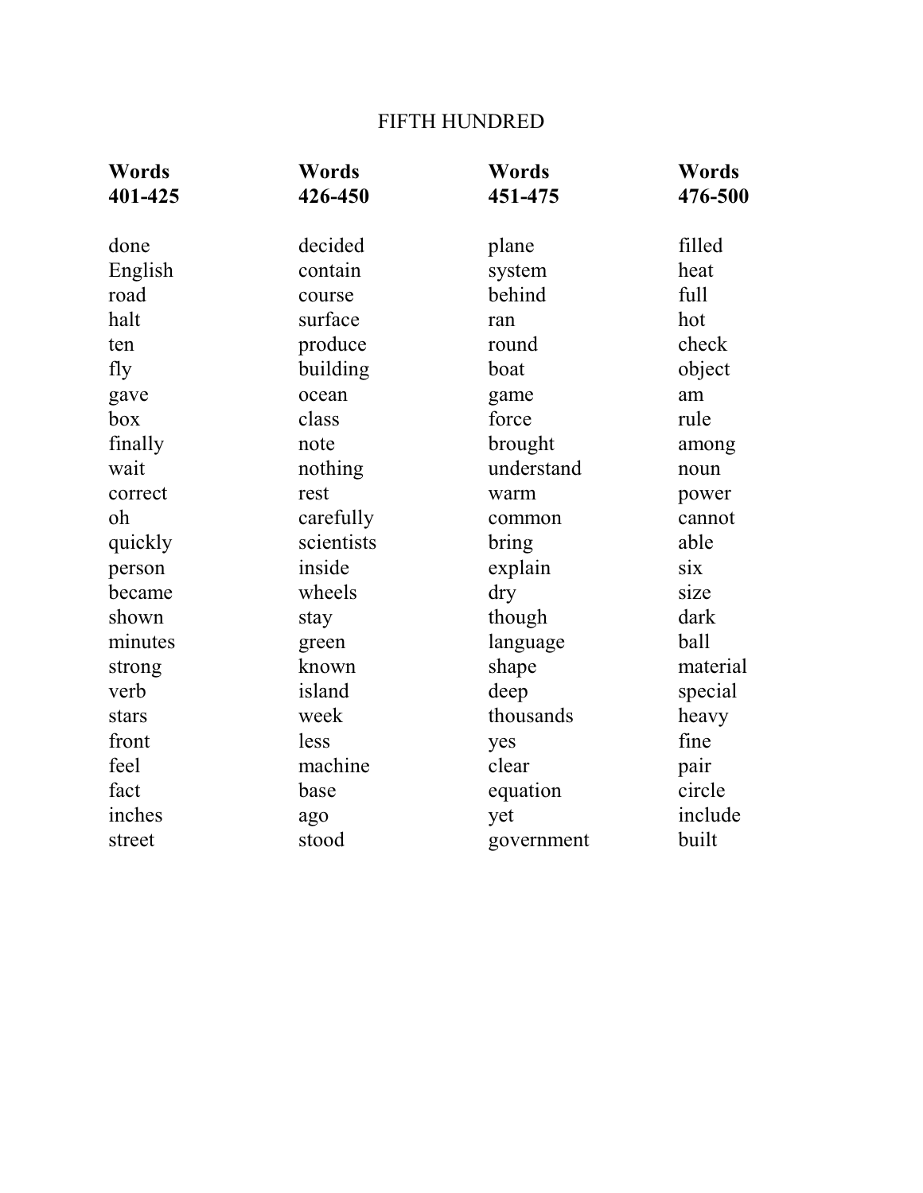# FIFTH HUNDRED

| **Words 401-425** | **Words 426-450** | **Words 451-475** | **Words 476-500** |
|---|---|---|---|
| done | decided | plane | filled |
| English | contain | system | heat |
| road | course | behind | full |
| halt | surface | ran | hot |
| ten | produce | round | check |
| fly | building | boat | object |
| gave | ocean | game | am |
| box | class | force | rule |
| finally | note | brought | among |
| wait | nothing | understand | noun |
| correct | rest | warm | power |
| oh | carefully | common | cannot |
| quickly | scientists | bring | able |
| person | inside | explain | six |
| became | wheels | dry | size |
| shown | stay | though | dark |
| minutes | green | language | ball |
| strong | known | shape | material |
| verb | island | deep | special |
| stars | week | thousands | heavy |
| front | less | yes | fine |
| feel | machine | clear | pair |
| fact | base | equation | circle |
| inches | ago | yet | include |
| street | stood | government | built |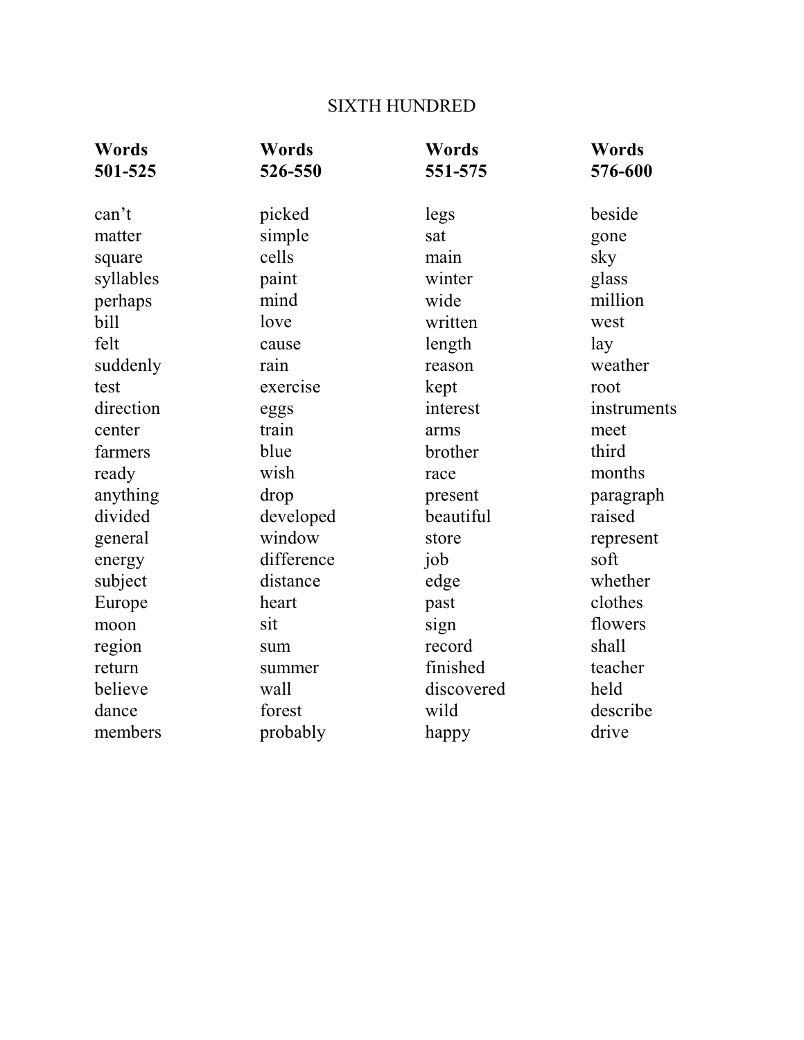# SIXTH HUNDRED

| **Words 501-525** | **Words 526-550** | **Words 551-575** | **Words 576-600** |
|---|---|---|---|
| can't | picked | legs | beside |
| matter | simple | sat | gone |
| square | cells | main | sky |
| syllables | paint | winter | glass |
| perhaps | mind | wide | million |
| bill | love | written | west |
| felt | cause | length | lay |
| suddenly | rain | reason | weather |
| test | exercise | kept | root |
| direction | eggs | interest | instruments |
| center | train | arms | meet |
| farmers | blue | brother | third |
| ready | wish | race | months |
| anything | drop | present | paragraph |
| divided | developed | beautiful | raised |
| general | window | store | represent |
| energy | difference | job | soft |
| subject | distance | edge | whether |
| Europe | heart | past | clothes |
| moon | sit | sign | flowers |
| region | sum | record | shall |
| return | summer | finished | teacher |
| believe | wall | discovered | held |
| dance | forest | wild | describe |
| members | probably | happy | drive |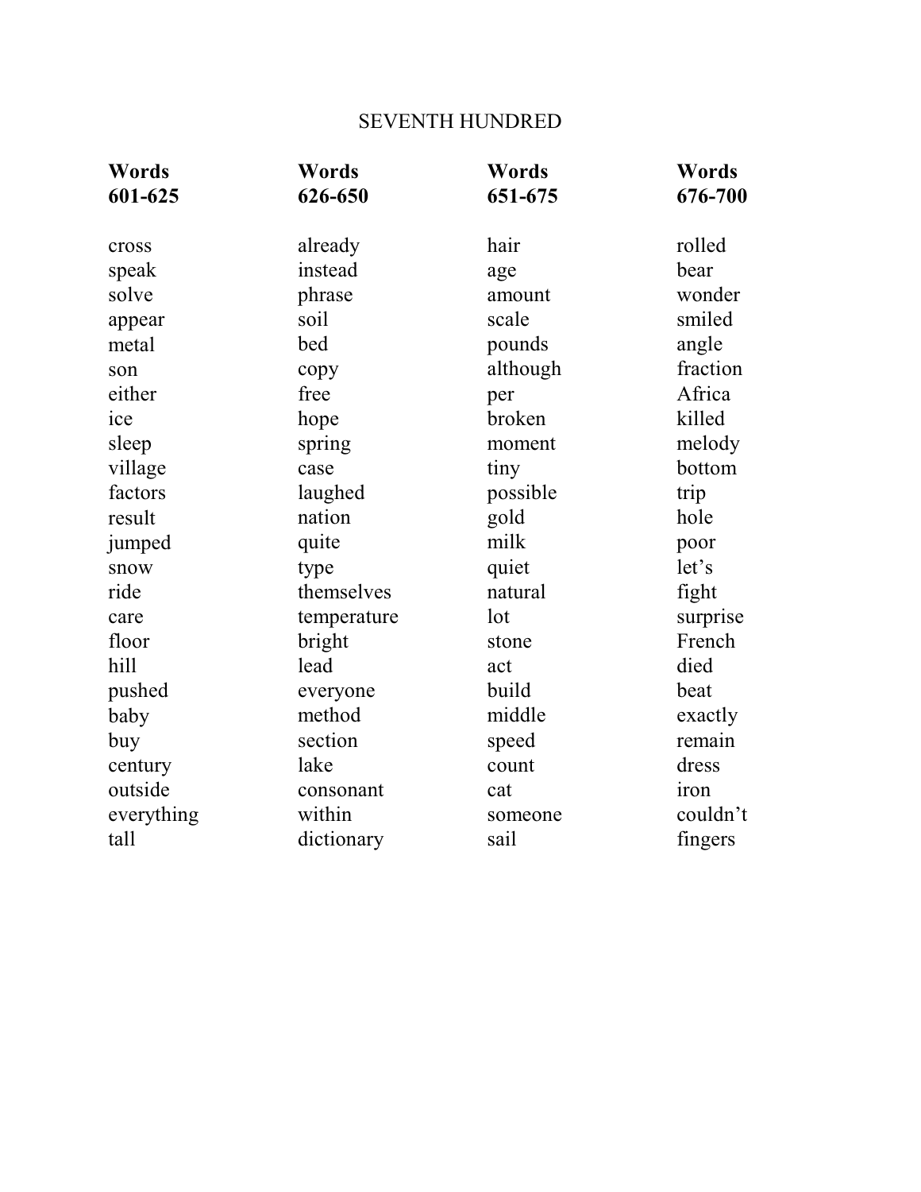# SEVENTH HUNDRED

| **Words 601-625** | **Words 626-650** | **Words 651-675** | **Words 676-700** |
|---|---|---|---|
| cross | already | hair | rolled |
| speak | instead | age | bear |
| solve | phrase | amount | wonder |
| appear | soil | scale | smiled |
| metal | bed | pounds | angle |
| son | copy | although | fraction |
| either | free | per | Africa |
| ice | hope | broken | killed |
| sleep | spring | moment | melody |
| village | case | tiny | bottom |
| factors | laughed | possible | trip |
| result | nation | gold | hole |
| jumped | quite | milk | poor |
| snow | type | quiet | let’s |
| ride | themselves | natural | fight |
| care | temperature | lot | surprise |
| floor | bright | stone | French |
| hill | lead | act | died |
| pushed | everyone | build | beat |
| baby | method | middle | exactly |
| buy | section | speed | remain |
| century | lake | count | dress |
| outside | consonant | cat | iron |
| everything | within | someone | couldn’t |
| tall | dictionary | sail | fingers |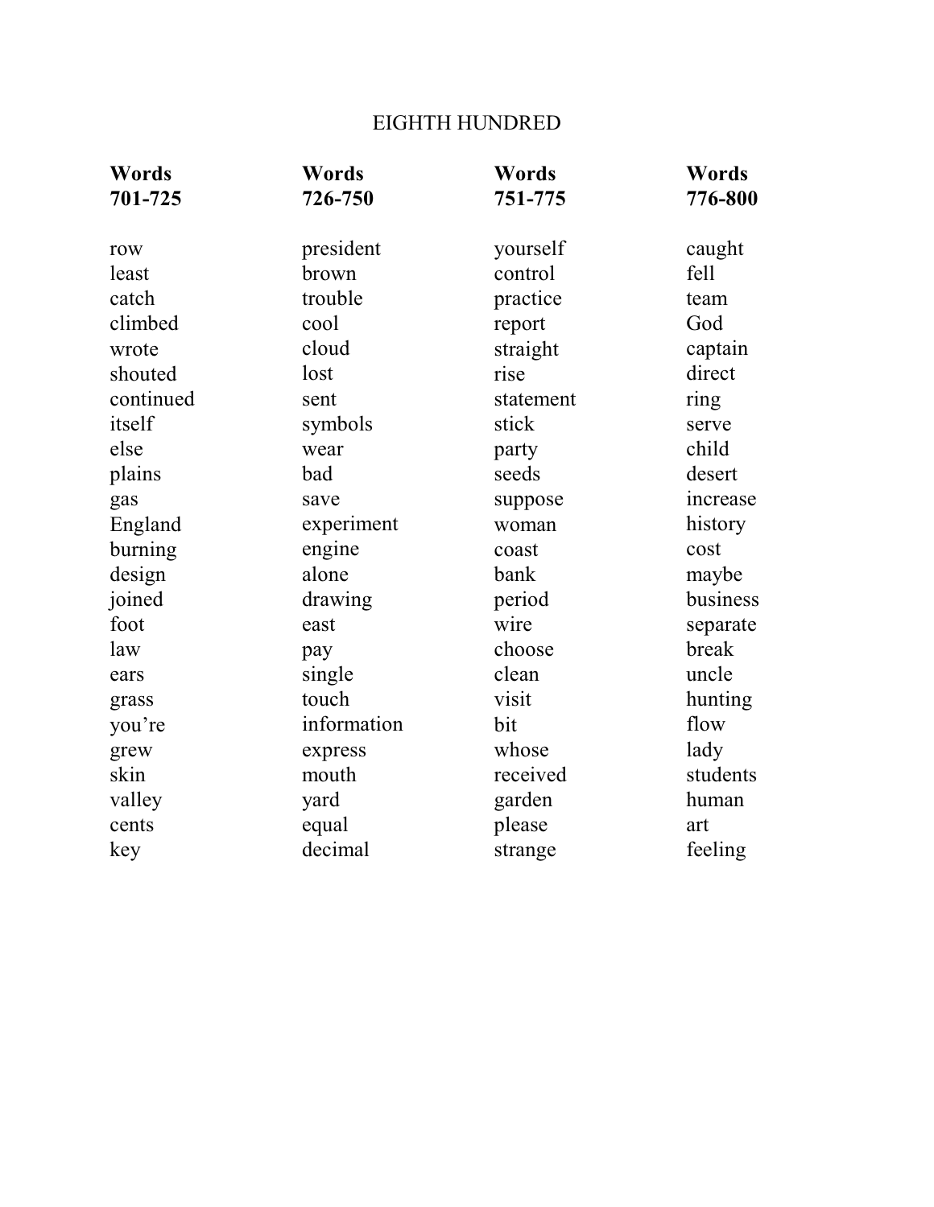# EIGHTH HUNDRED

| **Words 701-725** | **Words 726-750** | **Words 751-775** | **Words 776-800** |
|---|---|---|---|
| row | president | yourself | caught |
| least | brown | control | fell |
| catch | trouble | practice | team |
| climbed | cool | report | God |
| wrote | cloud | straight | captain |
| shouted | lost | rise | direct |
| continued | sent | statement | ring |
| itself | symbols | stick | serve |
| else | wear | party | child |
| plains | bad | seeds | desert |
| gas | save | suppose | increase |
| England | experiment | woman | history |
| burning | engine | coast | cost |
| design | alone | bank | maybe |
| joined | drawing | period | business |
| foot | east | wire | separate |
| law | pay | choose | break |
| ears | single | clean | uncle |
| grass | touch | visit | hunting |
| you're | information | bit | flow |
| grew | express | whose | lady |
| skin | mouth | received | students |
| valley | yard | garden | human |
| cents | equal | please | art |
| key | decimal | strange | feeling |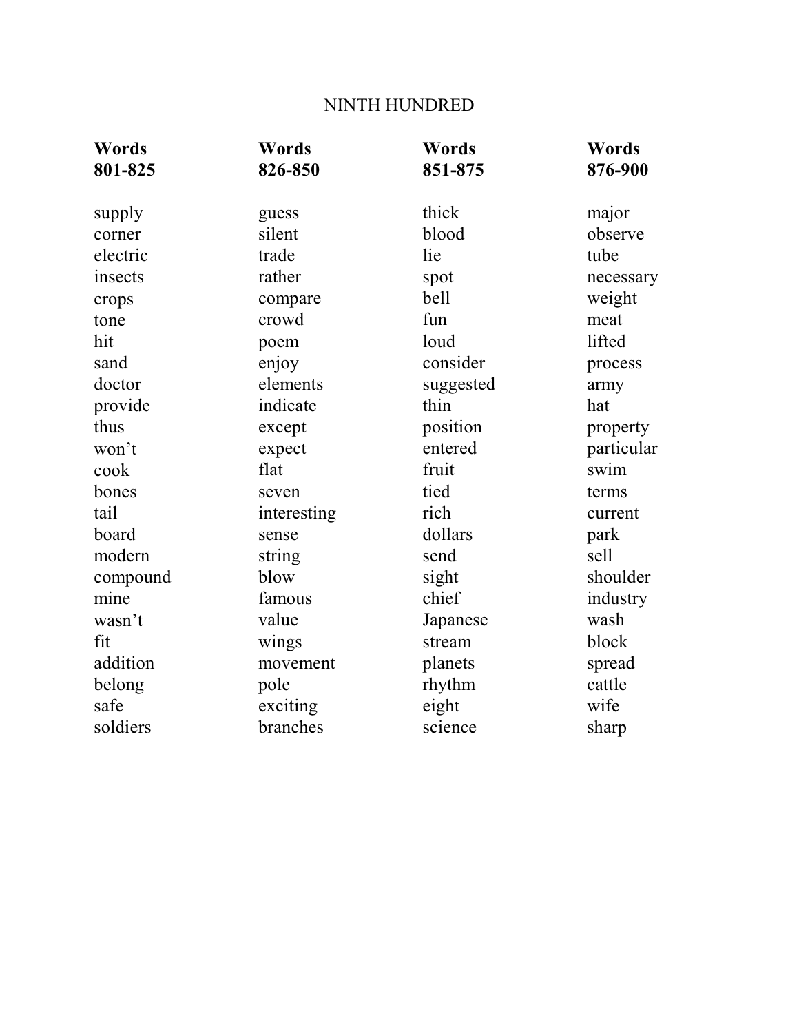# NINTH HUNDRED

| Words 801-825 | Words 826-850 | Words 851-875 | Words 876-900 |
|---|---|---|---|
| supply | guess | thick | major |
| corner | silent | blood | observe |
| electric | trade | lie | tube |
| insects | rather | spot | necessary |
| crops | compare | bell | weight |
| tone | crowd | fun | meat |
| hit | poem | loud | lifted |
| sand | enjoy | consider | process |
| doctor | elements | suggested | army |
| provide | indicate | thin | hat |
| thus | except | position | property |
| won’t | expect | entered | particular |
| cook | flat | fruit | swim |
| bones | seven | tied | terms |
| tail | interesting | rich | current |
| board | sense | dollars | park |
| modern | string | send | sell |
| compound | blow | sight | shoulder |
| mine | famous | chief | industry |
| wasn’t | value | Japanese | wash |
| fit | wings | stream | block |
| addition | movement | planets | spread |
| belong | pole | rhythm | cattle |
| safe | exciting | eight | wife |
| soldiers | branches | science | sharp |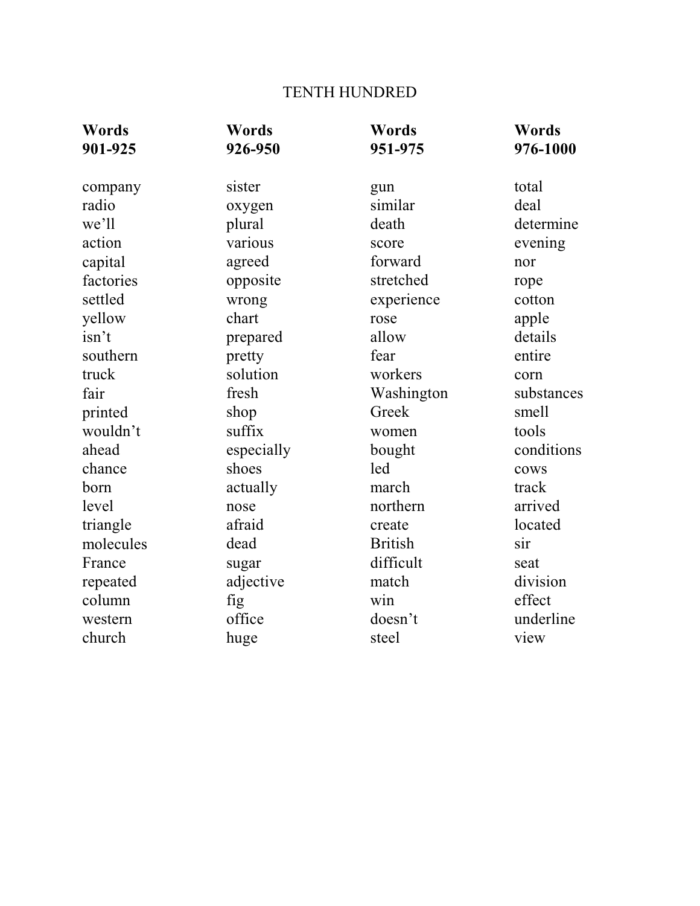# TENTH HUNDRED

| **Words 901-925** | **Words 926-950** | **Words 951-975** | **Words 976-1000** |
|---|---|---|---|
| company | sister | gun | total |
| radio | oxygen | similar | deal |
| we'll | plural | death | determine |
| action | various | score | evening |
| capital | agreed | forward | nor |
| factories | opposite | stretched | rope |
| settled | wrong | experience | cotton |
| yellow | chart | rose | apple |
| isn't | prepared | allow | details |
| southern | pretty | fear | entire |
| truck | solution | workers | corn |
| fair | fresh | Washington | substances |
| printed | shop | Greek | smell |
| wouldn't | suffix | women | tools |
| ahead | especially | bought | conditions |
| chance | shoes | led | cows |
| born | actually | march | track |
| level | nose | northern | arrived |
| triangle | afraid | create | located |
| molecules | dead | British | sir |
| France | sugar | difficult | seat |
| repeated | adjective | match | division |
| column | fig | win | effect |
| western | office | doesn't | underline |
| church | huge | steel | view |